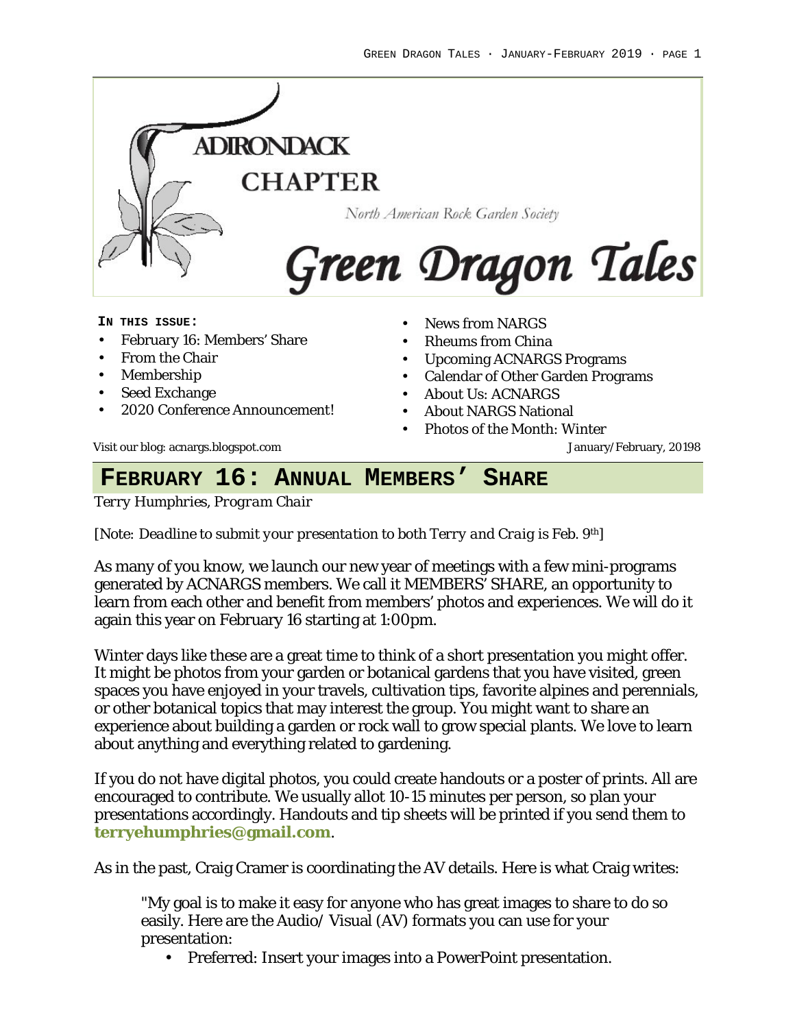# ADIRONDACK CHAPTER

North American Rock Garden Society

# Green Dragon Tales

**IN THIS ISSUE:**

- February 16: Members' Share
- From the Chair
- Membership
- Seed Exchange
- 2020 Conference Announcement!
- News from NARGS
- Rheums from China
- Upcoming ACNARGS Programs
- Calendar of Other Garden Programs
- About Us: ACNARGS
- About NARGS National
- Photos of the Month: Winter

Visit our blog: acnargs.blogspot.com

January/February, 20198

## FEBRUARY 16: ANNUAL MEMBERS' SHARE

*Terry Humphries, Program Chair*

[Note: *Deadline to submit your presentation to both Terry and Craig is Feb. 9th*]

As many of you know, we launch our new year of meetings with a few mini-programs generated by ACNARGS members. We call it MEMBERS' SHARE, an opportunity to learn from each other and benefit from members' photos and experiences. We will do it again this year on February 16 starting at 1:00pm.

Winter days like these are a great time to think of a short presentation you might offer. It might be photos from your garden or botanical gardens that you have visited, green spaces you have enjoyed in your travels, cultivation tips, favorite alpines and perennials, or other botanical topics that may interest the group. You might want to share an experience about building a garden or rock wall to grow special plants. We love to learn about anything and everything related to gardening.

If you do not have digital photos, you could create handouts or a poster of prints. All are encouraged to contribute. We usually allot 10-15 minutes per person, so plan your presentations accordingly. Handouts and tip sheets will be printed if you send them to **terryehumphries@gmail.com**.

As in the past, Craig Cramer is coordinating the AV details. Here is what Craig writes:

> "My goal is to make it easy for anyone who has great images to share to do so easily. Here are the Audio/ Visual (AV) formats you can use for your presentation:
>
> - Preferred: Insert your images into a PowerPoint presentation.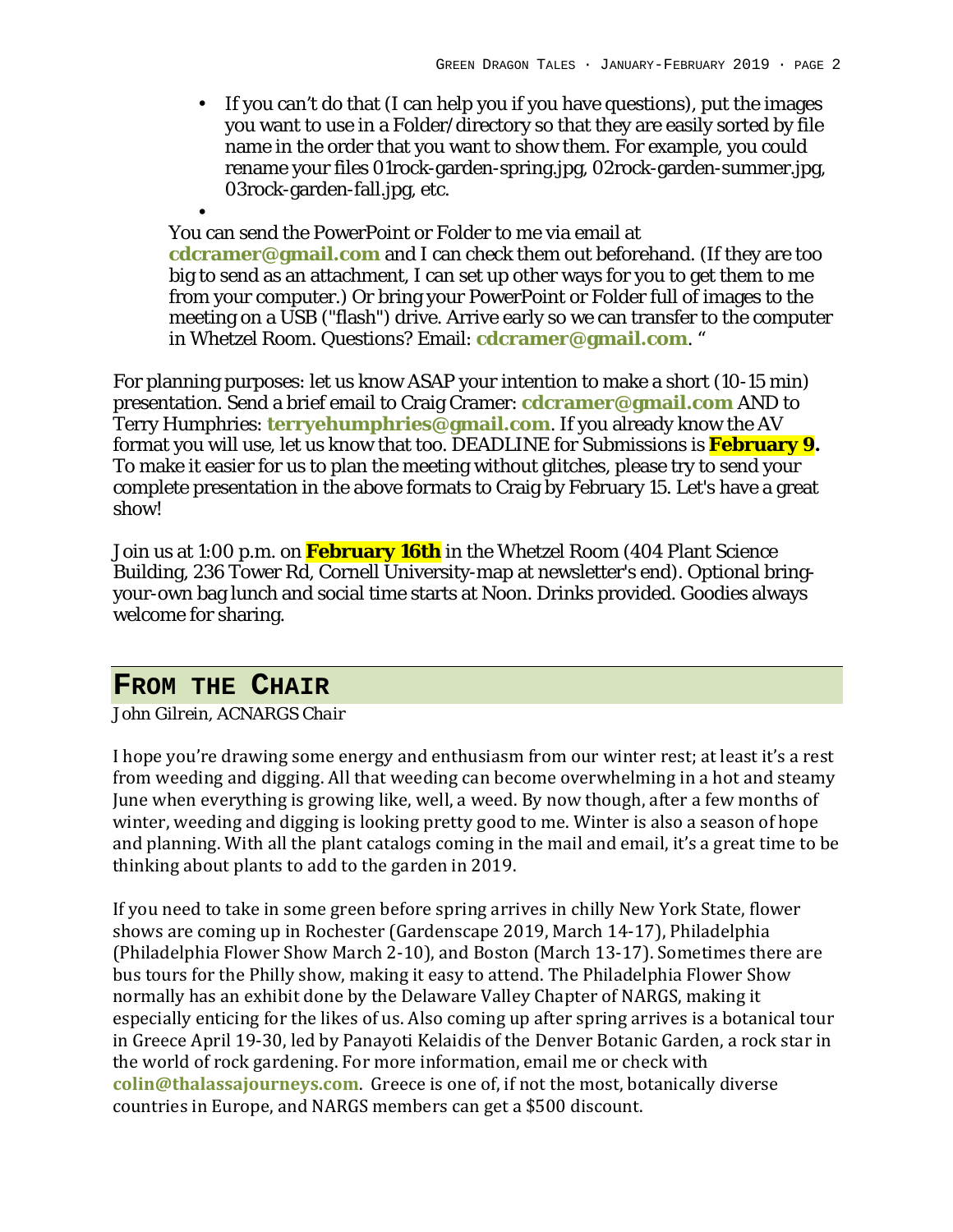- If you can't do that (I can help you if you have questions), put the images you want to use in a Folder/directory so that they are easily sorted by file name in the order that you want to show them. For example, you could rename your files 01rock-garden-spring.jpg, 02rock-garden-summer.jpg, 03rock-garden-fall.jpg, etc.
-

You can send the PowerPoint or Folder to me via email at **cdcramer@gmail.com** and I can check them out beforehand. (If they are too big to send as an attachment, I can set up other ways for you to get them to me from your computer.) Or bring your PowerPoint or Folder full of images to the meeting on a USB ("flash") drive. Arrive early so we can transfer to the computer in Whetzel Room. Questions? Email: **cdcramer@gmail.com**. "

For planning purposes: let us know ASAP your intention to make a short (10-15 min) presentation. Send a brief email to Craig Cramer: **cdcramer@gmail.com** AND to Terry Humphries: **terryehumphries@gmail.com**. If you already know the AV format you will use, let us know that too. DEADLINE for Submissions is **February 9.** To make it easier for us to plan the meeting without glitches, please try to send your complete presentation in the above formats to Craig by February 15. Let's have a great show!

Join us at 1:00 p.m. on **February 16th** in the Whetzel Room (404 Plant Science Building, 236 Tower Rd, Cornell University-map at newsletter's end). Optional bring-your-own bag lunch and social time starts at Noon. Drinks provided. Goodies always welcome for sharing.

## From the Chair

*John Gilrein, ACNARGS Chair*

I hope you're drawing some energy and enthusiasm from our winter rest; at least it's a rest from weeding and digging. All that weeding can become overwhelming in a hot and steamy June when everything is growing like, well, a weed. By now though, after a few months of winter, weeding and digging is looking pretty good to me. Winter is also a season of hope and planning. With all the plant catalogs coming in the mail and email, it's a great time to be thinking about plants to add to the garden in 2019.

If you need to take in some green before spring arrives in chilly New York State, flower shows are coming up in Rochester (Gardenscape 2019, March 14-17), Philadelphia (Philadelphia Flower Show March 2-10), and Boston (March 13-17). Sometimes there are bus tours for the Philly show, making it easy to attend. The Philadelphia Flower Show normally has an exhibit done by the Delaware Valley Chapter of NARGS, making it especially enticing for the likes of us. Also coming up after spring arrives is a botanical tour in Greece April 19-30, led by Panayoti Kelaidis of the Denver Botanic Garden, a rock star in the world of rock gardening. For more information, email me or check with **colin@thalassajourneys.com**. Greece is one of, if not the most, botanically diverse countries in Europe, and NARGS members can get a $500 discount.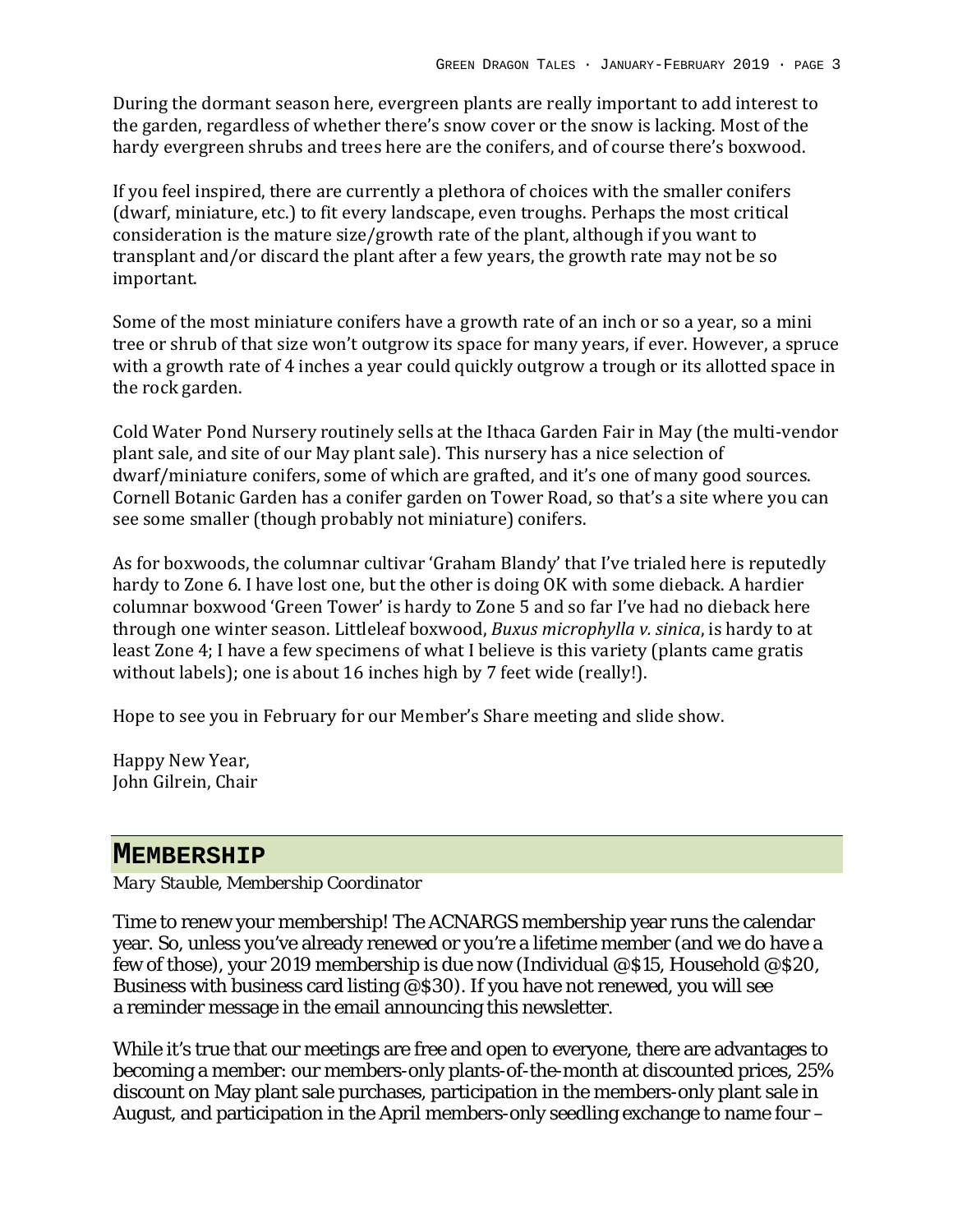During the dormant season here, evergreen plants are really important to add interest to the garden, regardless of whether there's snow cover or the snow is lacking. Most of the hardy evergreen shrubs and trees here are the conifers, and of course there's boxwood.

If you feel inspired, there are currently a plethora of choices with the smaller conifers (dwarf, miniature, etc.) to fit every landscape, even troughs. Perhaps the most critical consideration is the mature size/growth rate of the plant, although if you want to transplant and/or discard the plant after a few years, the growth rate may not be so important.

Some of the most miniature conifers have a growth rate of an inch or so a year, so a mini tree or shrub of that size won't outgrow its space for many years, if ever. However, a spruce with a growth rate of 4 inches a year could quickly outgrow a trough or its allotted space in the rock garden.

Cold Water Pond Nursery routinely sells at the Ithaca Garden Fair in May (the multi-vendor plant sale, and site of our May plant sale). This nursery has a nice selection of dwarf/miniature conifers, some of which are grafted, and it's one of many good sources. Cornell Botanic Garden has a conifer garden on Tower Road, so that's a site where you can see some smaller (though probably not miniature) conifers.

As for boxwoods, the columnar cultivar 'Graham Blandy' that I've trialed here is reputedly hardy to Zone 6. I have lost one, but the other is doing OK with some dieback. A hardier columnar boxwood 'Green Tower' is hardy to Zone 5 and so far I've had no dieback here through one winter season. Littleleaf boxwood, *Buxus microphylla v. sinica*, is hardy to at least Zone 4; I have a few specimens of what I believe is this variety (plants came gratis without labels); one is about 16 inches high by 7 feet wide (really!).

Hope to see you in February for our Member's Share meeting and slide show.

Happy New Year,
John Gilrein, Chair

## Membership

*Mary Stauble, Membership Coordinator*

Time to renew your membership! The ACNARGS membership year runs the calendar year. So, unless you've already renewed or you're a lifetime member (and we do have a few of those), your 2019 membership is due now (Individual @$15, Household @$20, Business with business card listing @$30). If you have not renewed, you will see a reminder message in the email announcing this newsletter.

While it's true that our meetings are free and open to everyone, there are advantages to becoming a member: our members-only plants-of-the-month at discounted prices, 25% discount on May plant sale purchases, participation in the members-only plant sale in August, and participation in the April members-only seedling exchange to name four –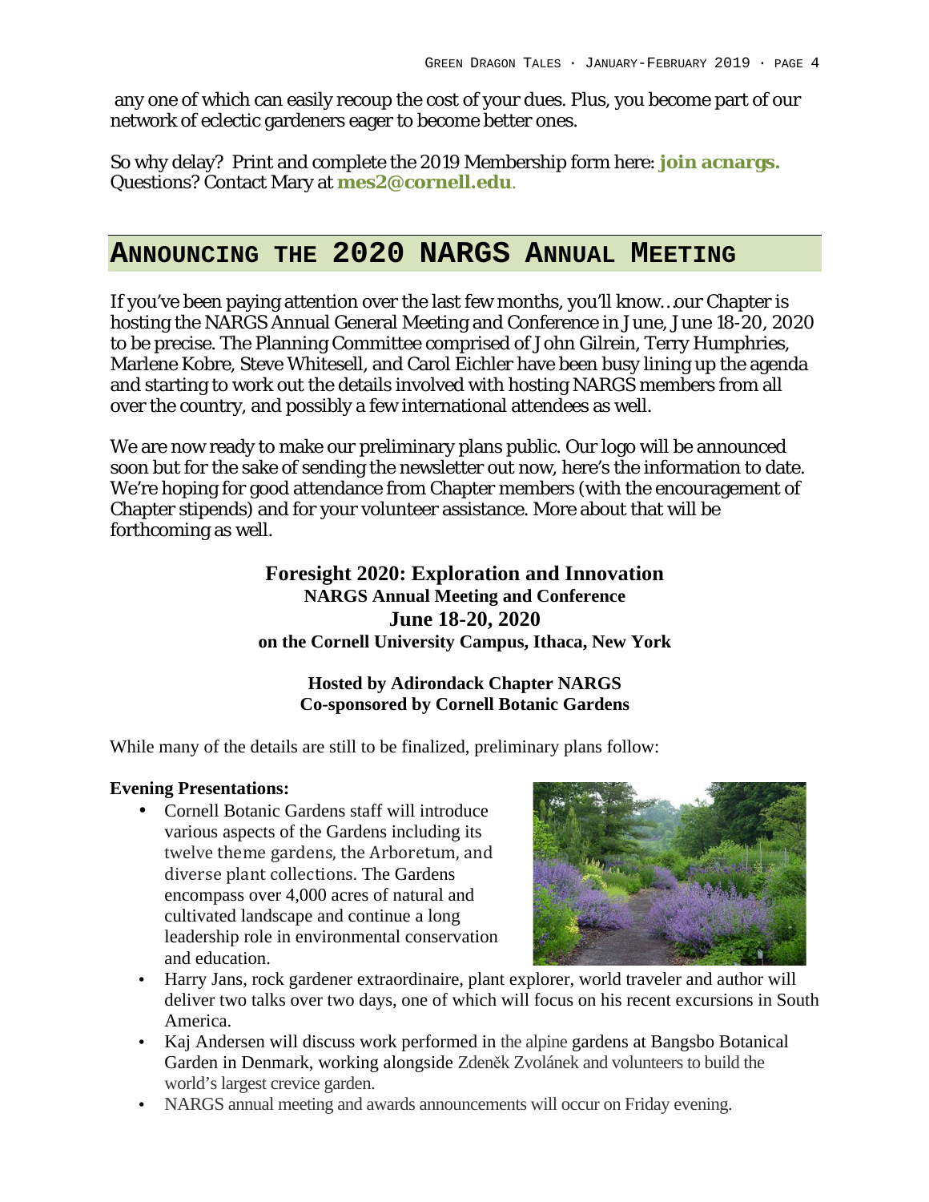any one of which can easily recoup the cost of your dues. Plus, you become part of our network of eclectic gardeners eager to become better ones.

So why delay? Print and complete the 2019 Membership form here: **join acnargs.** Questions? Contact Mary at **mes2@cornell.edu**.

## ANNOUNCING THE 2020 NARGS ANNUAL MEETING

If you've been paying attention over the last few months, you'll know…our Chapter is hosting the NARGS Annual General Meeting and Conference in June, June 18-20, 2020 to be precise. The Planning Committee comprised of John Gilrein, Terry Humphries, Marlene Kobre, Steve Whitesell, and Carol Eichler have been busy lining up the agenda and starting to work out the details involved with hosting NARGS members from all over the country, and possibly a few international attendees as well.

We are now ready to make our preliminary plans public. Our logo will be announced soon but for the sake of sending the newsletter out now, here's the information to date. We're hoping for good attendance from Chapter members (with the encouragement of Chapter stipends) and for your volunteer assistance. More about that will be forthcoming as well.

**Foresight 2020: Exploration and Innovation**
**NARGS Annual Meeting and Conference**
**June 18-20, 2020**
**on the Cornell University Campus, Ithaca, New York**

**Hosted by Adirondack Chapter NARGS**
**Co-sponsored by Cornell Botanic Gardens**

While many of the details are still to be finalized, preliminary plans follow:

**Evening Presentations:**

- Cornell Botanic Gardens staff will introduce various aspects of the Gardens including its twelve theme gardens, the Arboretum, and diverse plant collections. The Gardens encompass over 4,000 acres of natural and cultivated landscape and continue a long leadership role in environmental conservation and education.
- Harry Jans, rock gardener extraordinaire, plant explorer, world traveler and author will deliver two talks over two days, one of which will focus on his recent excursions in South America.
- Kaj Andersen will discuss work performed in the alpine gardens at Bangsbo Botanical Garden in Denmark, working alongside Zdeněk Zvolánek and volunteers to build the world's largest crevice garden.
- NARGS annual meeting and awards announcements will occur on Friday evening.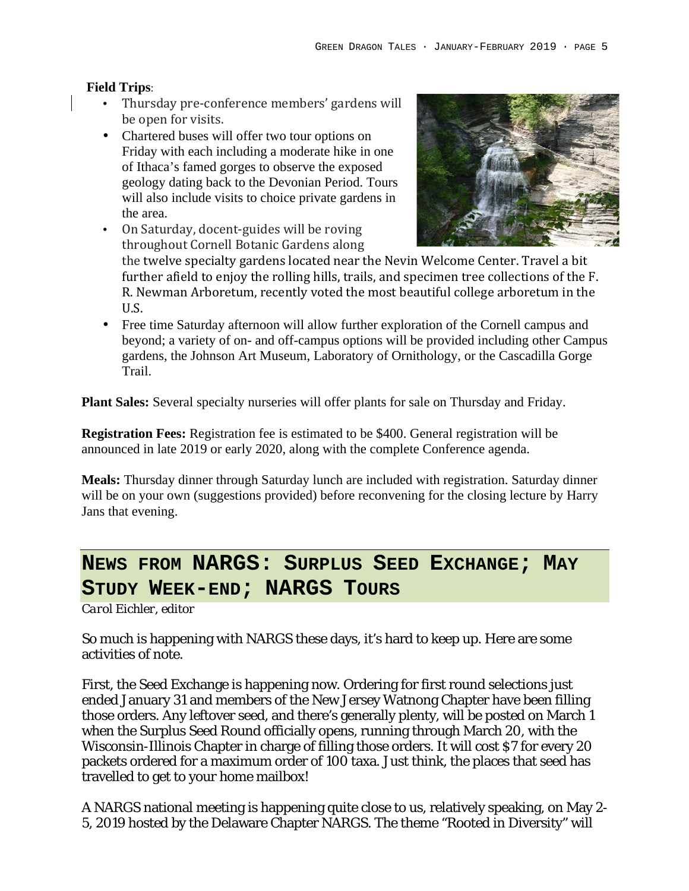**Field Trips**:

- Thursday pre-conference members' gardens will be open for visits.
- Chartered buses will offer two tour options on Friday with each including a moderate hike in one of Ithaca's famed gorges to observe the exposed geology dating back to the Devonian Period. Tours will also include visits to choice private gardens in the area.
- On Saturday, docent-guides will be roving throughout Cornell Botanic Gardens along the twelve specialty gardens located near the Nevin Welcome Center. Travel a bit further afield to enjoy the rolling hills, trails, and specimen tree collections of the F. R. Newman Arboretum, recently voted the most beautiful college arboretum in the U.S.
- Free time Saturday afternoon will allow further exploration of the Cornell campus and beyond; a variety of on- and off-campus options will be provided including other Campus gardens, the Johnson Art Museum, Laboratory of Ornithology, or the Cascadilla Gorge Trail.

**Plant Sales:** Several specialty nurseries will offer plants for sale on Thursday and Friday.

**Registration Fees:** Registration fee is estimated to be $400. General registration will be announced in late 2019 or early 2020, along with the complete Conference agenda.

**Meals:** Thursday dinner through Saturday lunch are included with registration. Saturday dinner will be on your own (suggestions provided) before reconvening for the closing lecture by Harry Jans that evening.

## News from NARGS: Surplus Seed Exchange; May Study Week-end; NARGS Tours

*Carol Eichler, editor*

So much is happening with NARGS these days, it's hard to keep up. Here are some activities of note.

First, the Seed Exchange is happening now. Ordering for first round selections just ended January 31 and members of the New Jersey Watnong Chapter have been filling those orders. Any leftover seed, and there's generally plenty, will be posted on March 1 when the Surplus Seed Round officially opens, running through March 20, with the Wisconsin-Illinois Chapter in charge of filling those orders. It will cost $7 for every 20 packets ordered for a maximum order of 100 taxa. Just think, the places that seed has travelled to get to your home mailbox!

A NARGS national meeting is happening quite close to us, relatively speaking, on May 2-5, 2019 hosted by the Delaware Chapter NARGS. The theme "Rooted in Diversity" will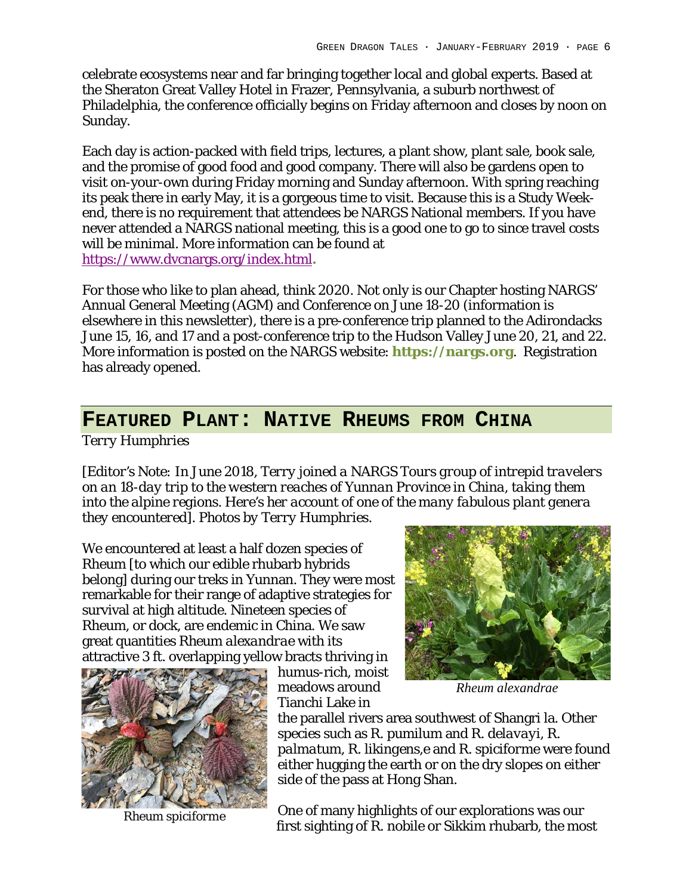celebrate ecosystems near and far bringing together local and global experts. Based at the Sheraton Great Valley Hotel in Frazer, Pennsylvania, a suburb northwest of Philadelphia, the conference officially begins on Friday afternoon and closes by noon on Sunday.

Each day is action-packed with field trips, lectures, a plant show, plant sale, book sale, and the promise of good food and good company. There will also be gardens open to visit on-your-own during Friday morning and Sunday afternoon. With spring reaching its peak there in early May, it is a gorgeous time to visit. Because this is a Study Weekend, there is no requirement that attendees be NARGS National members. If you have never attended a NARGS national meeting, this is a good one to go to since travel costs will be minimal. More information can be found at https://www.dvcnargs.org/index.html.

For those who like to plan ahead, think 2020. Not only is our Chapter hosting NARGS' Annual General Meeting (AGM) and Conference on June 18-20 (information is elsewhere in this newsletter), there is a pre-conference trip planned to the Adirondacks June 15, 16, and 17 and a post-conference trip to the Hudson Valley June 20, 21, and 22. More information is posted on the NARGS website: **https://nargs.org**. Registration has already opened.

## FEATURED PLANT: NATIVE RHEUMS FROM CHINA

Terry Humphries

[Editor's Note: *In June 2018, Terry joined a NARGS Tours group of intrepid travelers on an 18-day trip to the western reaches of Yunnan Province in China, taking them into the alpine regions. Here's her account of one of the many fabulous plant genera they encountered*]. Photos by Terry Humphries.

We encountered at least a half dozen species of Rheum [to which our edible rhubarb hybrids belong] during our treks in Yunnan. They were most remarkable for their range of adaptive strategies for survival at high altitude. Nineteen species of Rheum, or dock, are endemic in China. We saw great quantities *Rheum alexandrae* with its attractive 3 ft. overlapping yellow bracts thriving in humus-rich, moist meadows around Tianchi Lake in the parallel rivers area southwest of Shangri la. Other species such as R. pumilum and R. *delavayi*, R. *palmatum*, R. likingens,e and R. spiciforme were found either hugging the earth or on the dry slopes on either side of the pass at Hong Shan.

*Rheum alexandrae*

Rheum spiciforme

One of many highlights of our explorations was our first sighting of R. nobile or Sikkim rhubarb, the most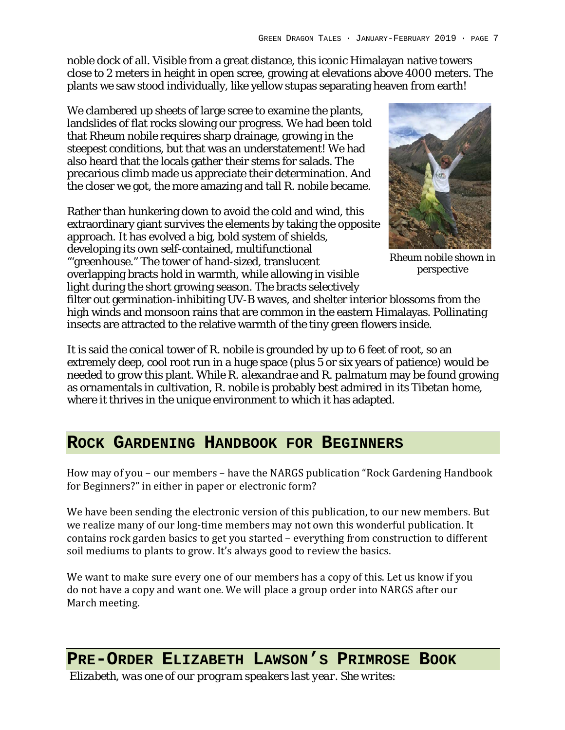noble dock of all. Visible from a great distance, this iconic Himalayan native towers close to 2 meters in height in open scree, growing at elevations above 4000 meters. The plants we saw stood individually, like yellow stupas separating heaven from earth!

We clambered up sheets of large scree to examine the plants, landslides of flat rocks slowing our progress. We had been told that Rheum nobile requires sharp drainage, growing in the steepest conditions, but that was an understatement! We had also heard that the locals gather their stems for salads. The precarious climb made us appreciate their determination. And the closer we got, the more amazing and tall R. nobile became.

Rheum nobile shown in perspective

Rather than hunkering down to avoid the cold and wind, this extraordinary giant survives the elements by taking the opposite approach. It has evolved a big, bold system of shields, developing its own self-contained, multifunctional "'greenhouse." The tower of hand-sized, translucent overlapping bracts hold in warmth, while allowing in visible light during the short growing season. The bracts selectively filter out germination-inhibiting UV-B waves, and shelter interior blossoms from the high winds and monsoon rains that are common in the eastern Himalayas. Pollinating insects are attracted to the relative warmth of the tiny green flowers inside.

It is said the conical tower of R. nobile is grounded by up to 6 feet of root, so an extremely deep, cool root run in a huge space (plus 5 or six years of patience) would be needed to grow this plant. While *R. alexandrae* and *R. palmatum* may be found growing as ornamentals in cultivation, R. nobile is probably best admired in its Tibetan home, where it thrives in the unique environment to which it has adapted.

## Rock Gardening Handbook for Beginners

How may of you – our members – have the NARGS publication "Rock Gardening Handbook for Beginners?" in either in paper or electronic form?

We have been sending the electronic version of this publication, to our new members. But we realize many of our long-time members may not own this wonderful publication. It contains rock garden basics to get you started – everything from construction to different soil mediums to plants to grow. It's always good to review the basics.

We want to make sure every one of our members has a copy of this. Let us know if you do not have a copy and want one. We will place a group order into NARGS after our March meeting.

## Pre-Order Elizabeth Lawson's Primrose Book

*Elizabeth, was one of our program speakers last year.* She writes: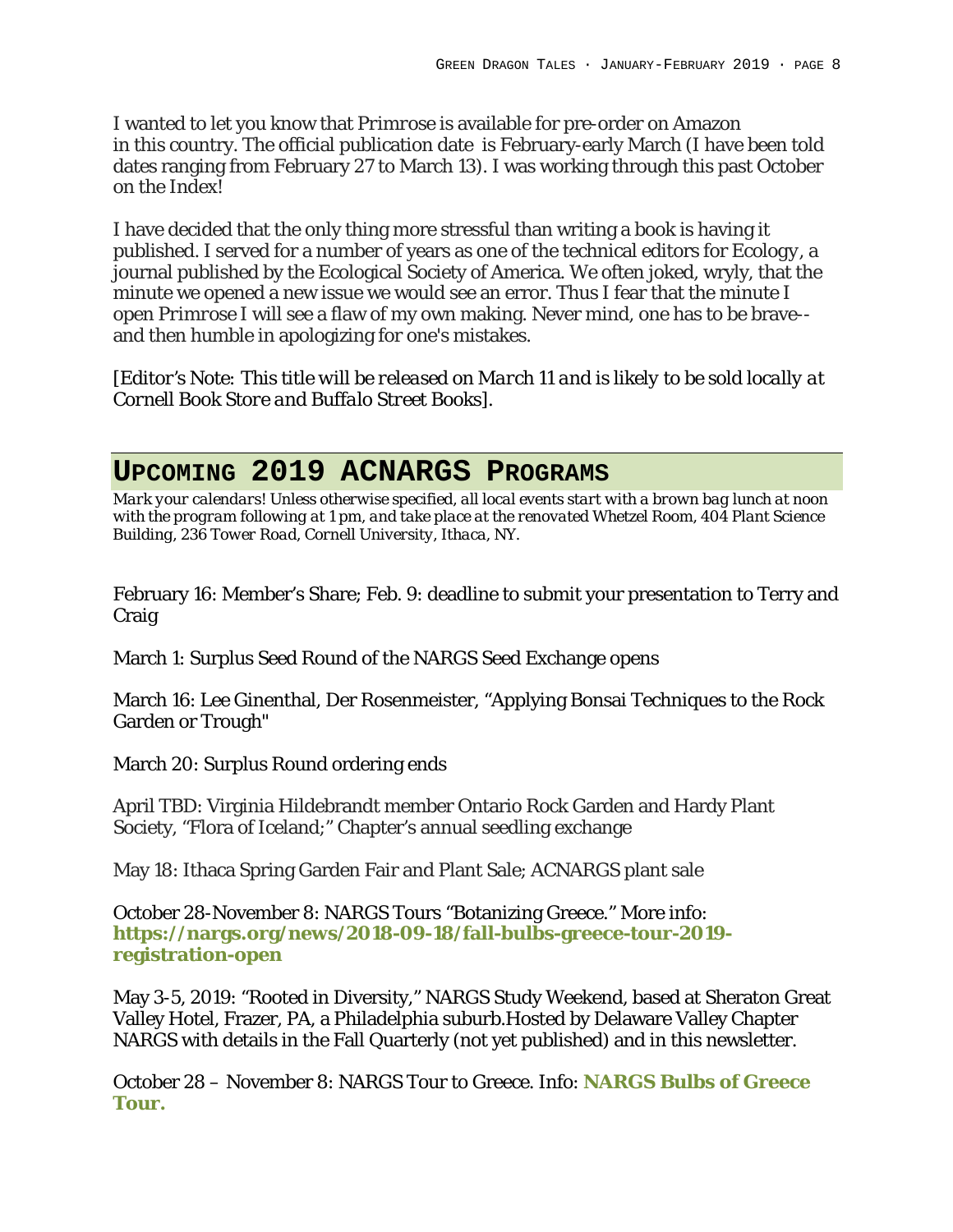I wanted to let you know that *Primrose* is available for pre-order on Amazon in this country. The official publication date is February-early March (I have been told dates ranging from February 27 to March 13). I was working through this past October on the Index!

I have decided that the only thing more stressful than writing a book is having it published. I served for a number of years as one of the technical editors for *Ecology*, a journal published by the Ecological Society of America. We often joked, wryly, that the minute we opened a new issue we would see an error. Thus I fear that the minute I open *Primrose* I will see a flaw of my own making. Never mind, one has to be brave--and then humble in apologizing for one's mistakes.

[Editor's Note: *This title will be released on March 11 and is likely to be sold locally at Cornell Book Store and Buffalo Street Books*].

## UPCOMING 2019 ACNARGS PROGRAMS

*Mark your calendars! Unless otherwise specified, all local events start with a brown bag lunch at noon with the program following at 1 pm, and take place at the renovated Whetzel Room, 404 Plant Science Building, 236 Tower Road, Cornell University, Ithaca, NY.*

February 16: Member's Share; Feb. 9: deadline to submit your presentation to Terry and Craig

March 1: Surplus Seed Round of the NARGS Seed Exchange opens

March 16: Lee Ginenthal, Der Rosenmeister, "Applying Bonsai Techniques to the Rock Garden or Trough"

March 20: Surplus Round ordering ends

April TBD: Virginia Hildebrandt member Ontario Rock Garden and Hardy Plant Society, "Flora of Iceland;" Chapter's annual seedling exchange

May 18: Ithaca Spring Garden Fair and Plant Sale; ACNARGS plant sale

October 28-November 8: NARGS Tours "Botanizing Greece." More info: **https://nargs.org/news/2018-09-18/fall-bulbs-greece-tour-2019-registration-open**

May 3-5, 2019: "Rooted in Diversity," NARGS Study Weekend, based at Sheraton Great Valley Hotel, Frazer, PA, a Philadelphia suburb.Hosted by Delaware Valley Chapter NARGS with details in the Fall Quarterly (not yet published) and in this newsletter.

October 28 – November 8: NARGS Tour to Greece. Info: **NARGS Bulbs of Greece Tour.**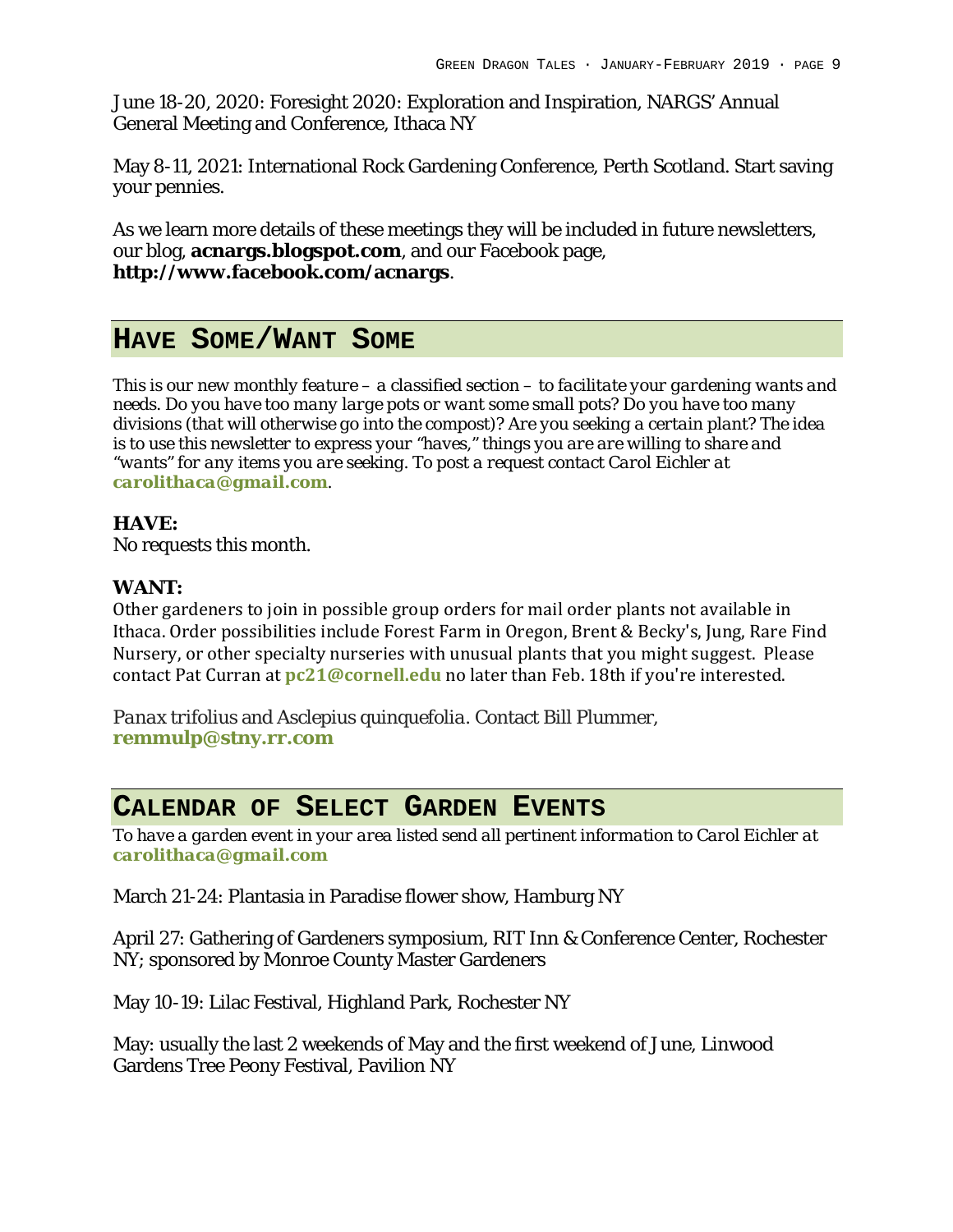June 18-20, 2020: Foresight 2020: Exploration and Inspiration, NARGS' Annual General Meeting and Conference, Ithaca NY

May 8-11, 2021: International Rock Gardening Conference, Perth Scotland. Start saving your pennies.

As we learn more details of these meetings they will be included in future newsletters, our blog, **acnargs.blogspot.com**, and our Facebook page, **http://www.facebook.com/acnargs**.

## HAVE SOME/WANT SOME

*This is our new monthly feature – a classified section – to facilitate your gardening wants and needs. Do you have too many large pots or want some small pots? Do you have too many divisions (that will otherwise go into the compost)? Are you seeking a certain plant? The idea is to use this newsletter to express your "haves," things you are are willing to share and "wants" for any items you are seeking. To post a request contact Carol Eichler at* **carolithaca@gmail.com**.

**HAVE:**
No requests this month.

**WANT:**
Other gardeners to join in possible group orders for mail order plants not available in Ithaca. Order possibilities include Forest Farm in Oregon, Brent & Becky's, Jung, Rare Find Nursery, or other specialty nurseries with unusual plants that you might suggest. Please contact Pat Curran at **pc21@cornell.edu** no later than Feb. 18th if you're interested.

*Panax trifolius* and *Asclepius quinquefolia*. Contact Bill Plummer, **remmulp@stny.rr.com**

## CALENDAR OF SELECT GARDEN EVENTS

*To have a garden event in your area listed send all pertinent information to Carol Eichler at* **carolithaca@gmail.com**

March 21-24: Plantasia in Paradise flower show, Hamburg NY

April 27: Gathering of Gardeners symposium, RIT Inn & Conference Center, Rochester NY; sponsored by Monroe County Master Gardeners

May 10-19: Lilac Festival, Highland Park, Rochester NY

May: usually the last 2 weekends of May and the first weekend of June, Linwood Gardens Tree Peony Festival, Pavilion NY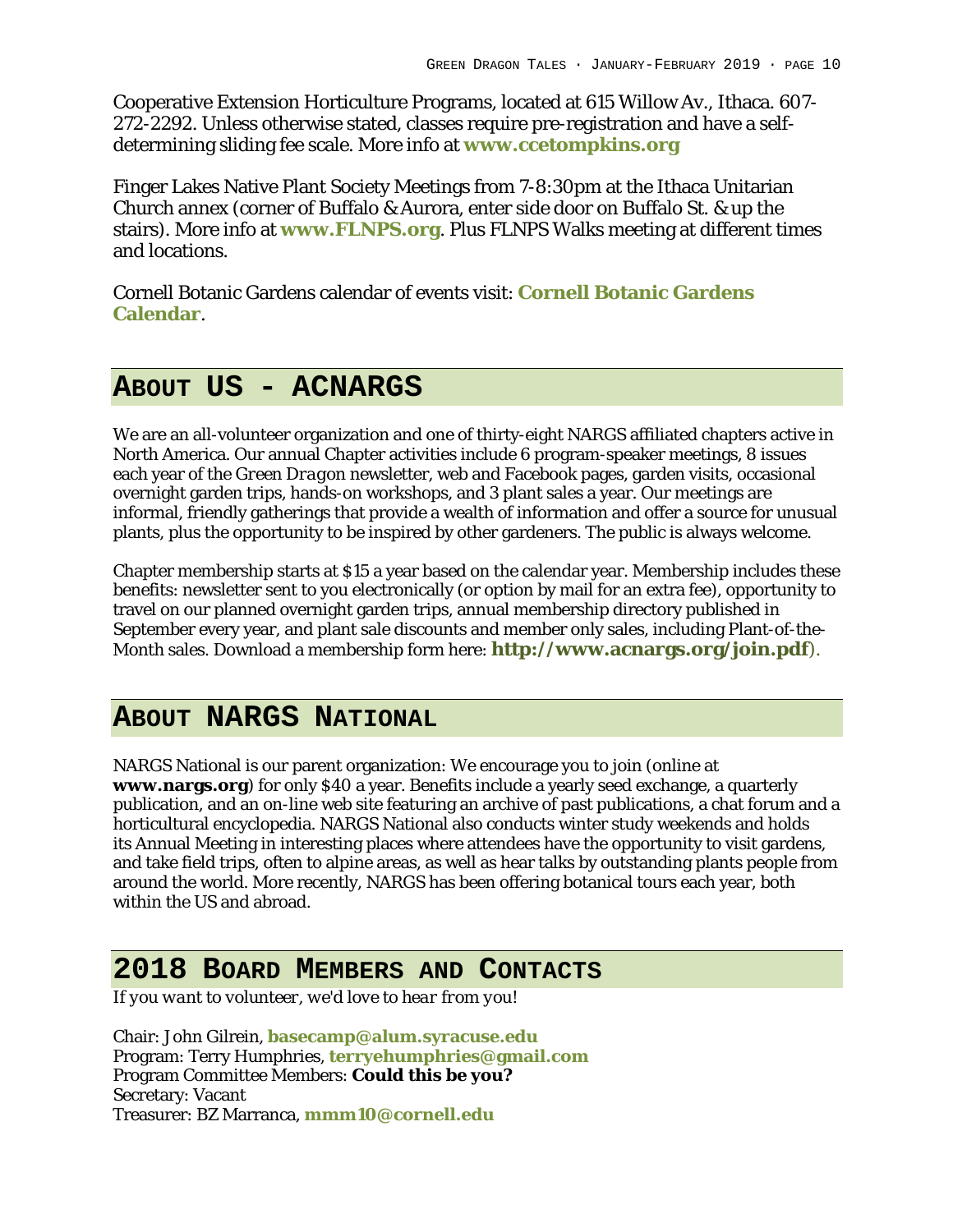Cooperative Extension Horticulture Programs, located at 615 Willow Av., Ithaca. 607-272-2292. Unless otherwise stated, classes require pre-registration and have a self-determining sliding fee scale. More info at **www.ccetompkins.org**

Finger Lakes Native Plant Society Meetings from 7-8:30pm at the Ithaca Unitarian Church annex (corner of Buffalo & Aurora, enter side door on Buffalo St. & up the stairs). More info at **www.FLNPS.org**. Plus FLNPS Walks meeting at different times and locations.

Cornell Botanic Gardens calendar of events visit: **Cornell Botanic Gardens Calendar**.

## About Us - ACNARGS

We are an all-volunteer organization and one of thirty-eight NARGS affiliated chapters active in North America. Our annual Chapter activities include 6 program-speaker meetings, 8 issues each year of the *Green Dragon* newsletter, web and Facebook pages, garden visits, occasional overnight garden trips, hands-on workshops, and 3 plant sales a year. Our meetings are informal, friendly gatherings that provide a wealth of information and offer a source for unusual plants, plus the opportunity to be inspired by other gardeners. The public is always welcome.

Chapter membership starts at $15 a year based on the calendar year. Membership includes these benefits: newsletter sent to you electronically (or option by mail for an extra fee), opportunity to travel on our planned overnight garden trips, annual membership directory published in September every year, and plant sale discounts and member only sales, including Plant-of-the-Month sales. Download a membership form here: **http://www.acnargs.org/join.pdf**).

## About NARGS National

NARGS National is our parent organization: We encourage you to join (online at **www.nargs.org**) for only $40 a year. Benefits include a yearly seed exchange, a quarterly publication, and an on-line web site featuring an archive of past publications, a chat forum and a horticultural encyclopedia. NARGS National also conducts winter study weekends and holds its Annual Meeting in interesting places where attendees have the opportunity to visit gardens, and take field trips, often to alpine areas, as well as hear talks by outstanding plants people from around the world. More recently, NARGS has been offering botanical tours each year, both within the US and abroad.

## 2018 Board Members and Contacts

*If you want to volunteer, we'd love to hear from you!*

Chair: John Gilrein, **basecamp@alum.syracuse.edu**
Program: Terry Humphries, **terryehumphries@gmail.com**
Program Committee Members: **Could this be you?**
Secretary: Vacant
Treasurer: BZ Marranca, **mmm10@cornell.edu**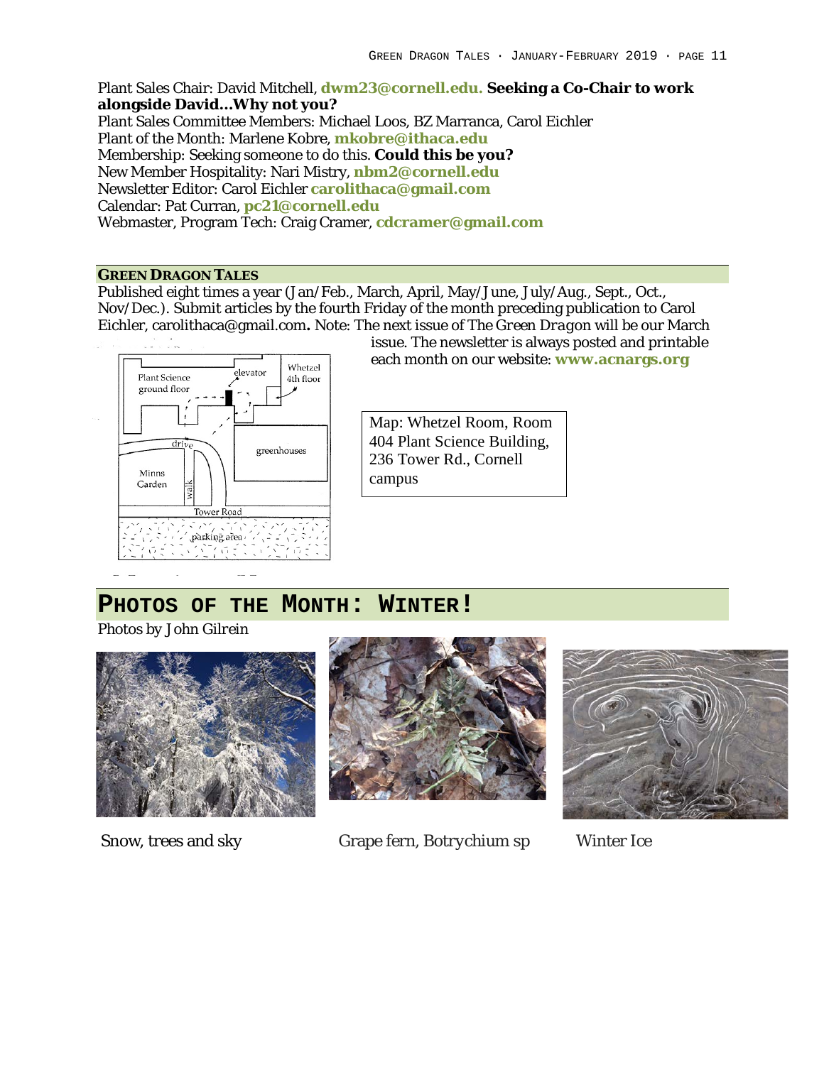Plant Sales Chair: David Mitchell, **dwm23@cornell.edu.** **Seeking a Co-Chair to work alongside David…Why not you?**
Plant Sales Committee Members: Michael Loos, BZ Marranca, Carol Eichler
Plant of the Month: Marlene Kobre, **mkobre@ithaca.edu**
Membership: Seeking someone to do this. **Could this be you?**
New Member Hospitality: Nari Mistry, **nbm2@cornell.edu**
Newsletter Editor: Carol Eichler **carolithaca@gmail.com**
Calendar: Pat Curran, **pc21@cornell.edu**
Webmaster, Program Tech: Craig Cramer, **cdcramer@gmail.com**

## GREEN DRAGON TALES

Published eight times a year (Jan/Feb., March, April, May/June, July/Aug., Sept., Oct., Nov/Dec.). Submit articles by the fourth Friday of the month preceding publication to Carol Eichler, carolithaca@gmail.com**.** Note: The next issue of *The Green Dragon* will be our March issue. The newsletter is always posted and printable each month on our website: **www.acnargs.org**

Plant Science ground floor
elevator
Whetzel 4th floor
drive
greenhouses
Minns Garden
walk
Tower Road
parking area

Map: Whetzel Room, Room 404 Plant Science Building, 236 Tower Rd., Cornell campus

## PHOTOS OF THE MONTH: WINTER!

Photos by John Gilrein

Snow, trees and sky

Grape fern, Botrychium sp

Winter Ice